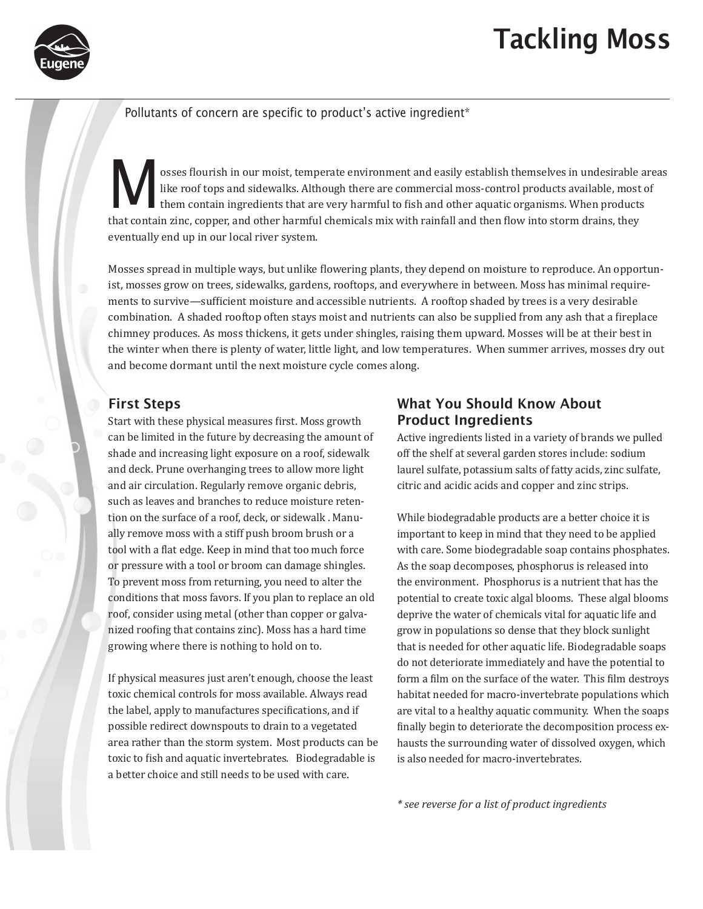# Tackling Moss

Pollutants of concern are specific to product's active ingredient*

Mosses flourish in our moist, temperate environment and easily establish themselves in undesirable areas like roof tops and sidewalks. Although there are commercial moss-control products available, most of them contain ingredients that are very harmful to fish and other aquatic organisms. When products that contain zinc, copper, and other harmful chemicals mix with rainfall and then flow into storm drains, they eventually end up in our local river system.

Mosses spread in multiple ways, but unlike flowering plants, they depend on moisture to reproduce. An opportunist, mosses grow on trees, sidewalks, gardens, rooftops, and everywhere in between. Moss has minimal requirements to survive—sufficient moisture and accessible nutrients. A rooftop shaded by trees is a very desirable combination. A shaded rooftop often stays moist and nutrients can also be supplied from any ash that a fireplace chimney produces. As moss thickens, it gets under shingles, raising them upward. Mosses will be at their best in the winter when there is plenty of water, little light, and low temperatures. When summer arrives, mosses dry out and become dormant until the next moisture cycle comes along.

## First Steps

Start with these physical measures first. Moss growth can be limited in the future by decreasing the amount of shade and increasing light exposure on a roof, sidewalk and deck. Prune overhanging trees to allow more light and air circulation. Regularly remove organic debris, such as leaves and branches to reduce moisture retention on the surface of a roof, deck, or sidewalk . Manually remove moss with a stiff push broom brush or a tool with a flat edge. Keep in mind that too much force or pressure with a tool or broom can damage shingles. To prevent moss from returning, you need to alter the conditions that moss favors. If you plan to replace an old roof, consider using metal (other than copper or galvanized roofing that contains zinc). Moss has a hard time growing where there is nothing to hold on to.

If physical measures just aren't enough, choose the least toxic chemical controls for moss available. Always read the label, apply to manufactures specifications, and if possible redirect downspouts to drain to a vegetated area rather than the storm system. Most products can be toxic to fish and aquatic invertebrates. Biodegradable is a better choice and still needs to be used with care.

## What You Should Know About Product Ingredients

Active ingredients listed in a variety of brands we pulled off the shelf at several garden stores include: sodium laurel sulfate, potassium salts of fatty acids, zinc sulfate, citric and acidic acids and copper and zinc strips.

While biodegradable products are a better choice it is important to keep in mind that they need to be applied with care. Some biodegradable soap contains phosphates. As the soap decomposes, phosphorus is released into the environment. Phosphorus is a nutrient that has the potential to create toxic algal blooms. These algal blooms deprive the water of chemicals vital for aquatic life and grow in populations so dense that they block sunlight that is needed for other aquatic life. Biodegradable soaps do not deteriorate immediately and have the potential to form a film on the surface of the water. This film destroys habitat needed for macro-invertebrate populations which are vital to a healthy aquatic community. When the soaps finally begin to deteriorate the decomposition process exhausts the surrounding water of dissolved oxygen, which is also needed for macro-invertebrates.

*\* see reverse for a list of product ingredients*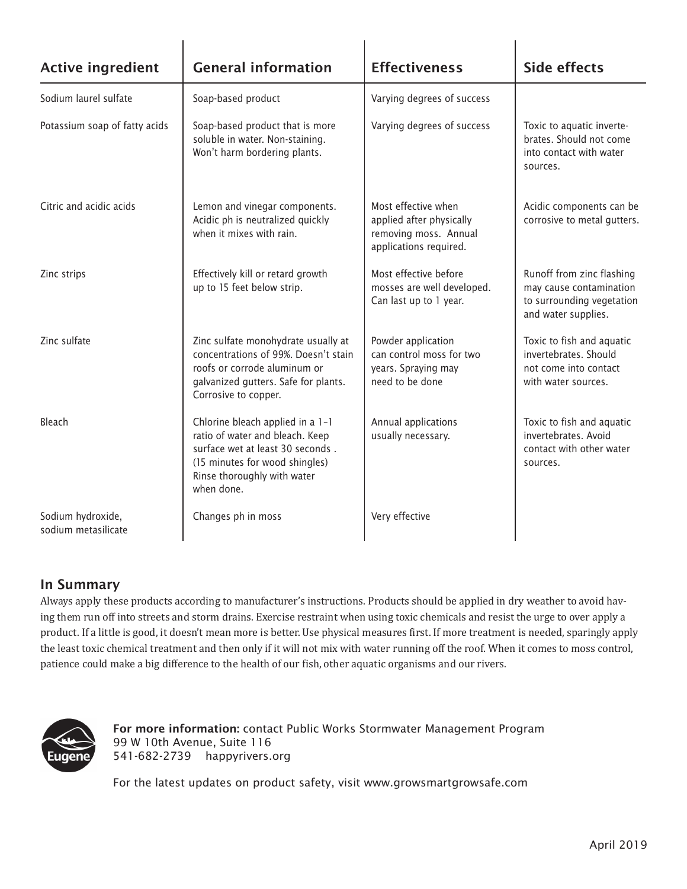| Active ingredient | General information | Effectiveness | Side effects |
|---|---|---|---|
| Sodium laurel sulfate | Soap-based product | Varying degrees of success | |
| Potassium soap of fatty acids | Soap-based product that is more soluble in water. Non-staining. Won't harm bordering plants. | Varying degrees of success | Toxic to aquatic invertebrates. Should not come into contact with water sources. |
| Citric and acidic acids | Lemon and vinegar components. Acidic ph is neutralized quickly when it mixes with rain. | Most effective when applied after physically removing moss. Annual applications required. | Acidic components can be corrosive to metal gutters. |
| Zinc strips | Effectively kill or retard growth up to 15 feet below strip. | Most effective before mosses are well developed. Can last up to 1 year. | Runoff from zinc flashing may cause contamination to surrounding vegetation and water supplies. |
| Zinc sulfate | Zinc sulfate monohydrate usually at concentrations of 99%. Doesn't stain roofs or corrode aluminum or galvanized gutters. Safe for plants. Corrosive to copper. | Powder application can control moss for two years. Spraying may need to be done | Toxic to fish and aquatic invertebrates. Should not come into contact with water sources. |
| Bleach | Chlorine bleach applied in a 1-1 ratio of water and bleach. Keep surface wet at least 30 seconds . (15 minutes for wood shingles) Rinse thoroughly with water when done. | Annual applications usually necessary. | Toxic to fish and aquatic invertebrates. Avoid contact with other water sources. |
| Sodium hydroxide, sodium metasilicate | Changes ph in moss | Very effective | |

## In Summary

Always apply these products according to manufacturer's instructions. Products should be applied in dry weather to avoid having them run off into streets and storm drains. Exercise restraint when using toxic chemicals and resist the urge to over apply a product. If a little is good, it doesn't mean more is better. Use physical measures first. If more treatment is needed, sparingly apply the least toxic chemical treatment and then only if it will not mix with water running off the roof. When it comes to moss control, patience could make a big difference to the health of our fish, other aquatic organisms and our rivers.

Eugene

**For more information:** contact Public Works Stormwater Management Program
99 W 10th Avenue, Suite 116
541-682-2739 happyrivers.org

For the latest updates on product safety, visit www.growsmartgrowsafe.com

April 2019